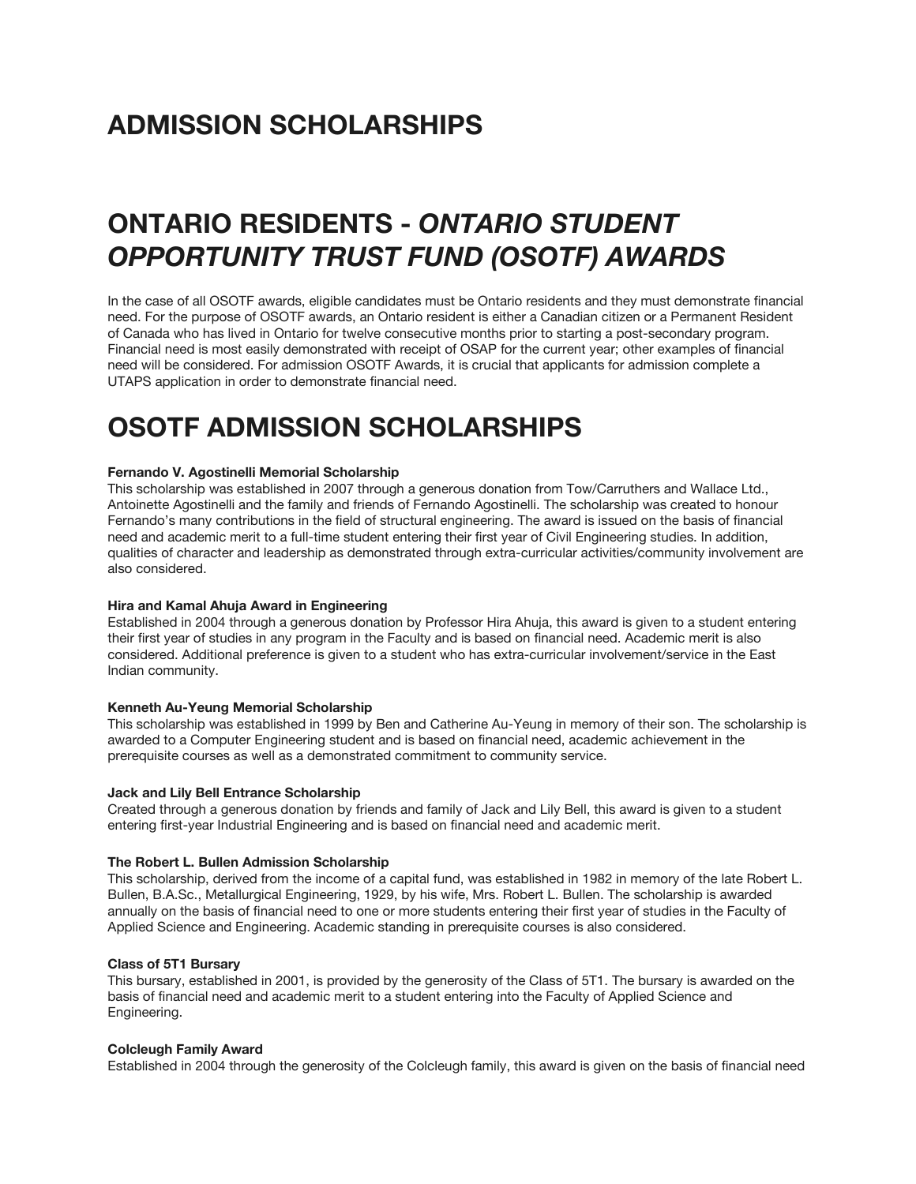# ADMISSION SCHOLARSHIPS

# ONTARIO RESIDENTS - *ONTARIO STUDENT OPPORTUNITY TRUST FUND (OSOTF) AWARDS*

In the case of all OSOTF awards, eligible candidates must be Ontario residents and they must demonstrate financial need. For the purpose of OSOTF awards, an Ontario resident is either a Canadian citizen or a Permanent Resident of Canada who has lived in Ontario for twelve consecutive months prior to starting a post-secondary program. Financial need is most easily demonstrated with receipt of OSAP for the current year; other examples of financial need will be considered. For admission OSOTF Awards, it is crucial that applicants for admission complete a UTAPS application in order to demonstrate financial need.

# OSOTF ADMISSION SCHOLARSHIPS

**Fernando V. Agostinelli Memorial Scholarship**
This scholarship was established in 2007 through a generous donation from Tow/Carruthers and Wallace Ltd., Antoinette Agostinelli and the family and friends of Fernando Agostinelli. The scholarship was created to honour Fernando's many contributions in the field of structural engineering. The award is issued on the basis of financial need and academic merit to a full-time student entering their first year of Civil Engineering studies. In addition, qualities of character and leadership as demonstrated through extra-curricular activities/community involvement are also considered.

**Hira and Kamal Ahuja Award in Engineering**
Established in 2004 through a generous donation by Professor Hira Ahuja, this award is given to a student entering their first year of studies in any program in the Faculty and is based on financial need. Academic merit is also considered. Additional preference is given to a student who has extra-curricular involvement/service in the East Indian community.

**Kenneth Au-Yeung Memorial Scholarship**
This scholarship was established in 1999 by Ben and Catherine Au-Yeung in memory of their son. The scholarship is awarded to a Computer Engineering student and is based on financial need, academic achievement in the prerequisite courses as well as a demonstrated commitment to community service.

**Jack and Lily Bell Entrance Scholarship**
Created through a generous donation by friends and family of Jack and Lily Bell, this award is given to a student entering first-year Industrial Engineering and is based on financial need and academic merit.

**The Robert L. Bullen Admission Scholarship**
This scholarship, derived from the income of a capital fund, was established in 1982 in memory of the late Robert L. Bullen, B.A.Sc., Metallurgical Engineering, 1929, by his wife, Mrs. Robert L. Bullen. The scholarship is awarded annually on the basis of financial need to one or more students entering their first year of studies in the Faculty of Applied Science and Engineering. Academic standing in prerequisite courses is also considered.

**Class of 5T1 Bursary**
This bursary, established in 2001, is provided by the generosity of the Class of 5T1. The bursary is awarded on the basis of financial need and academic merit to a student entering into the Faculty of Applied Science and Engineering.

**Colcleugh Family Award**
Established in 2004 through the generosity of the Colcleugh family, this award is given on the basis of financial need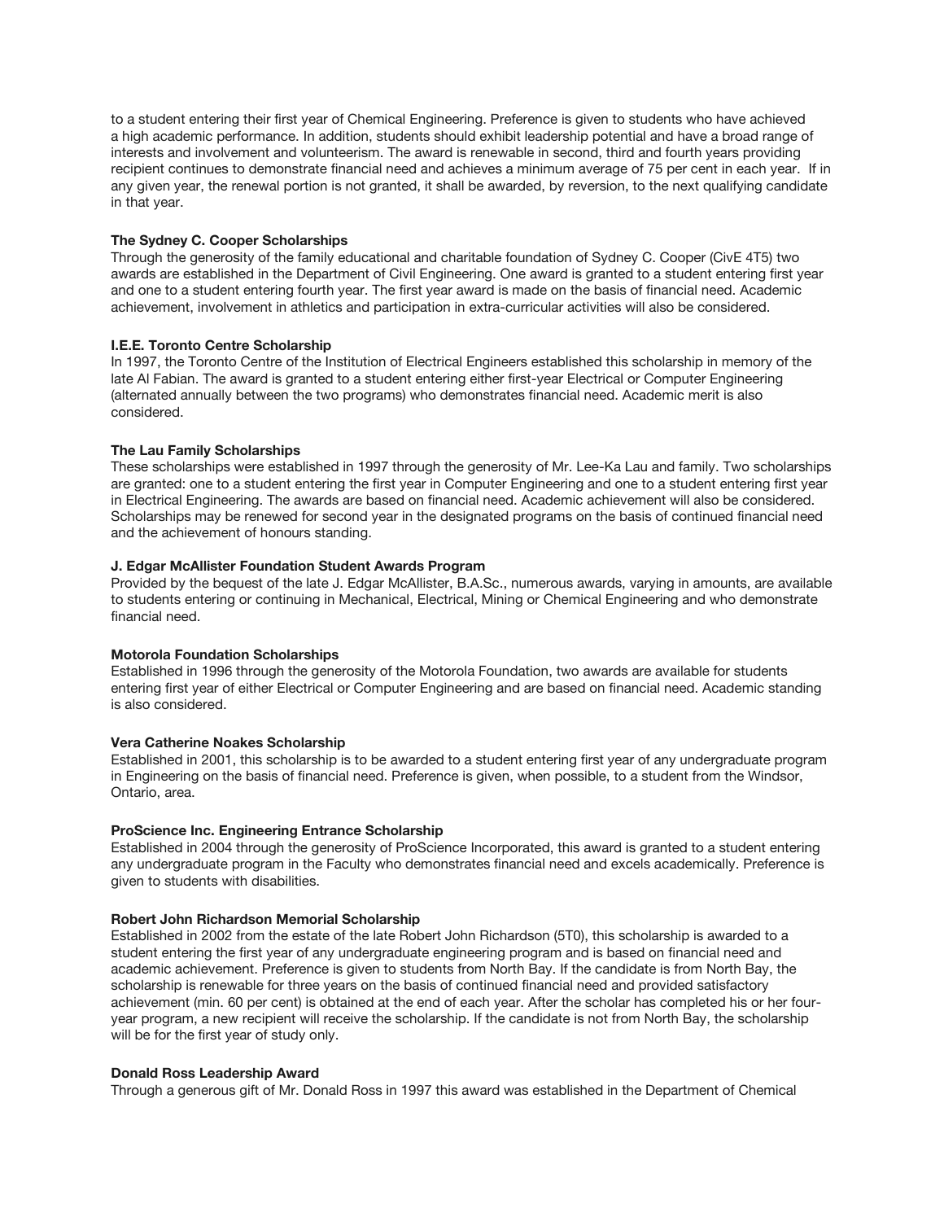to a student entering their first year of Chemical Engineering. Preference is given to students who have achieved a high academic performance. In addition, students should exhibit leadership potential and have a broad range of interests and involvement and volunteerism. The award is renewable in second, third and fourth years providing recipient continues to demonstrate financial need and achieves a minimum average of 75 per cent in each year. If in any given year, the renewal portion is not granted, it shall be awarded, by reversion, to the next qualifying candidate in that year.

**The Sydney C. Cooper Scholarships**

Through the generosity of the family educational and charitable foundation of Sydney C. Cooper (CivE 4T5) two awards are established in the Department of Civil Engineering. One award is granted to a student entering first year and one to a student entering fourth year. The first year award is made on the basis of financial need. Academic achievement, involvement in athletics and participation in extra-curricular activities will also be considered.

**I.E.E. Toronto Centre Scholarship**

In 1997, the Toronto Centre of the Institution of Electrical Engineers established this scholarship in memory of the late Al Fabian. The award is granted to a student entering either first-year Electrical or Computer Engineering (alternated annually between the two programs) who demonstrates financial need. Academic merit is also considered.

**The Lau Family Scholarships**

These scholarships were established in 1997 through the generosity of Mr. Lee-Ka Lau and family. Two scholarships are granted: one to a student entering the first year in Computer Engineering and one to a student entering first year in Electrical Engineering. The awards are based on financial need. Academic achievement will also be considered. Scholarships may be renewed for second year in the designated programs on the basis of continued financial need and the achievement of honours standing.

**J. Edgar McAllister Foundation Student Awards Program**

Provided by the bequest of the late J. Edgar McAllister, B.A.Sc., numerous awards, varying in amounts, are available to students entering or continuing in Mechanical, Electrical, Mining or Chemical Engineering and who demonstrate financial need.

**Motorola Foundation Scholarships**

Established in 1996 through the generosity of the Motorola Foundation, two awards are available for students entering first year of either Electrical or Computer Engineering and are based on financial need. Academic standing is also considered.

**Vera Catherine Noakes Scholarship**

Established in 2001, this scholarship is to be awarded to a student entering first year of any undergraduate program in Engineering on the basis of financial need. Preference is given, when possible, to a student from the Windsor, Ontario, area.

**ProScience Inc. Engineering Entrance Scholarship**

Established in 2004 through the generosity of ProScience Incorporated, this award is granted to a student entering any undergraduate program in the Faculty who demonstrates financial need and excels academically. Preference is given to students with disabilities.

**Robert John Richardson Memorial Scholarship**

Established in 2002 from the estate of the late Robert John Richardson (5T0), this scholarship is awarded to a student entering the first year of any undergraduate engineering program and is based on financial need and academic achievement. Preference is given to students from North Bay. If the candidate is from North Bay, the scholarship is renewable for three years on the basis of continued financial need and provided satisfactory achievement (min. 60 per cent) is obtained at the end of each year. After the scholar has completed his or her four-year program, a new recipient will receive the scholarship. If the candidate is not from North Bay, the scholarship will be for the first year of study only.

**Donald Ross Leadership Award**

Through a generous gift of Mr. Donald Ross in 1997 this award was established in the Department of Chemical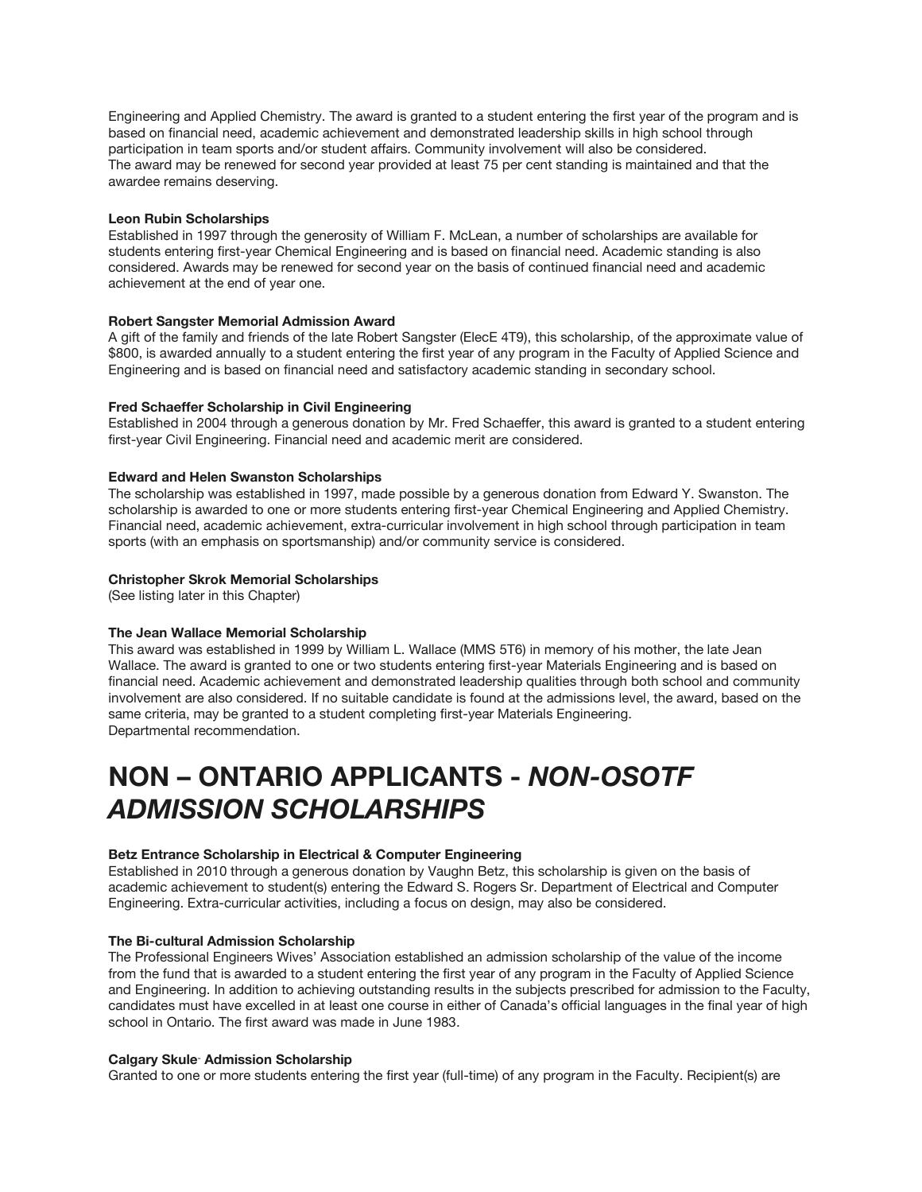Engineering and Applied Chemistry. The award is granted to a student entering the first year of the program and is based on financial need, academic achievement and demonstrated leadership skills in high school through participation in team sports and/or student affairs. Community involvement will also be considered.
The award may be renewed for second year provided at least 75 per cent standing is maintained and that the awardee remains deserving.

**Leon Rubin Scholarships**
Established in 1997 through the generosity of William F. McLean, a number of scholarships are available for students entering first-year Chemical Engineering and is based on financial need. Academic standing is also considered. Awards may be renewed for second year on the basis of continued financial need and academic achievement at the end of year one.

**Robert Sangster Memorial Admission Award**
A gift of the family and friends of the late Robert Sangster (ElecE 4T9), this scholarship, of the approximate value of $800, is awarded annually to a student entering the first year of any program in the Faculty of Applied Science and Engineering and is based on financial need and satisfactory academic standing in secondary school.

**Fred Schaeffer Scholarship in Civil Engineering**
Established in 2004 through a generous donation by Mr. Fred Schaeffer, this award is granted to a student entering first-year Civil Engineering. Financial need and academic merit are considered.

**Edward and Helen Swanston Scholarships**
The scholarship was established in 1997, made possible by a generous donation from Edward Y. Swanston. The scholarship is awarded to one or more students entering first-year Chemical Engineering and Applied Chemistry. Financial need, academic achievement, extra-curricular involvement in high school through participation in team sports (with an emphasis on sportsmanship) and/or community service is considered.

**Christopher Skrok Memorial Scholarships**
(See listing later in this Chapter)

**The Jean Wallace Memorial Scholarship**
This award was established in 1999 by William L. Wallace (MMS 5T6) in memory of his mother, the late Jean Wallace. The award is granted to one or two students entering first-year Materials Engineering and is based on financial need. Academic achievement and demonstrated leadership qualities through both school and community involvement are also considered. If no suitable candidate is found at the admissions level, the award, based on the same criteria, may be granted to a student completing first-year Materials Engineering.
Departmental recommendation.

# NON – ONTARIO APPLICANTS - *NON-OSOTF ADMISSION SCHOLARSHIPS*

**Betz Entrance Scholarship in Electrical & Computer Engineering**
Established in 2010 through a generous donation by Vaughn Betz, this scholarship is given on the basis of academic achievement to student(s) entering the Edward S. Rogers Sr. Department of Electrical and Computer Engineering. Extra-curricular activities, including a focus on design, may also be considered.

**The Bi-cultural Admission Scholarship**
The Professional Engineers Wives' Association established an admission scholarship of the value of the income from the fund that is awarded to a student entering the first year of any program in the Faculty of Applied Science and Engineering. In addition to achieving outstanding results in the subjects prescribed for admission to the Faculty, candidates must have excelled in at least one course in either of Canada's official languages in the final year of high school in Ontario. The first award was made in June 1983.

**Calgary Skule Admission Scholarship**
Granted to one or more students entering the first year (full-time) of any program in the Faculty. Recipient(s) are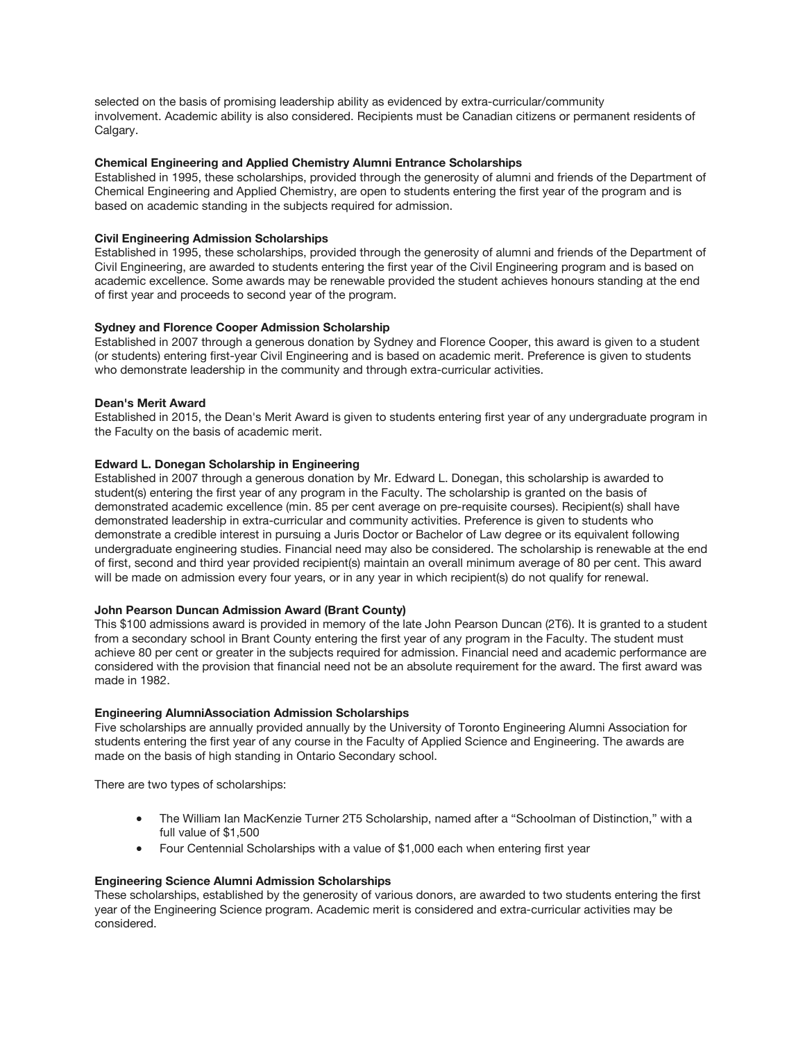selected on the basis of promising leadership ability as evidenced by extra-curricular/community involvement. Academic ability is also considered. Recipients must be Canadian citizens or permanent residents of Calgary.

**Chemical Engineering and Applied Chemistry Alumni Entrance Scholarships**
Established in 1995, these scholarships, provided through the generosity of alumni and friends of the Department of Chemical Engineering and Applied Chemistry, are open to students entering the first year of the program and is based on academic standing in the subjects required for admission.

**Civil Engineering Admission Scholarships**
Established in 1995, these scholarships, provided through the generosity of alumni and friends of the Department of Civil Engineering, are awarded to students entering the first year of the Civil Engineering program and is based on academic excellence. Some awards may be renewable provided the student achieves honours standing at the end of first year and proceeds to second year of the program.

**Sydney and Florence Cooper Admission Scholarship**
Established in 2007 through a generous donation by Sydney and Florence Cooper, this award is given to a student (or students) entering first-year Civil Engineering and is based on academic merit. Preference is given to students who demonstrate leadership in the community and through extra-curricular activities.

**Dean's Merit Award**
Established in 2015, the Dean's Merit Award is given to students entering first year of any undergraduate program in the Faculty on the basis of academic merit.

**Edward L. Donegan Scholarship in Engineering**
Established in 2007 through a generous donation by Mr. Edward L. Donegan, this scholarship is awarded to student(s) entering the first year of any program in the Faculty. The scholarship is granted on the basis of demonstrated academic excellence (min. 85 per cent average on pre-requisite courses). Recipient(s) shall have demonstrated leadership in extra-curricular and community activities. Preference is given to students who demonstrate a credible interest in pursuing a Juris Doctor or Bachelor of Law degree or its equivalent following undergraduate engineering studies. Financial need may also be considered. The scholarship is renewable at the end of first, second and third year provided recipient(s) maintain an overall minimum average of 80 per cent. This award will be made on admission every four years, or in any year in which recipient(s) do not qualify for renewal.

**John Pearson Duncan Admission Award (Brant County)**
This $100 admissions award is provided in memory of the late John Pearson Duncan (2T6). It is granted to a student from a secondary school in Brant County entering the first year of any program in the Faculty. The student must achieve 80 per cent or greater in the subjects required for admission. Financial need and academic performance are considered with the provision that financial need not be an absolute requirement for the award. The first award was made in 1982.

**Engineering AlumniAssociation Admission Scholarships**
Five scholarships are annually provided annually by the University of Toronto Engineering Alumni Association for students entering the first year of any course in the Faculty of Applied Science and Engineering. The awards are made on the basis of high standing in Ontario Secondary school.

There are two types of scholarships:

- The William Ian MacKenzie Turner 2T5 Scholarship, named after a "Schoolman of Distinction," with a full value of $1,500
- Four Centennial Scholarships with a value of $1,000 each when entering first year

**Engineering Science Alumni Admission Scholarships**
These scholarships, established by the generosity of various donors, are awarded to two students entering the first year of the Engineering Science program. Academic merit is considered and extra-curricular activities may be considered.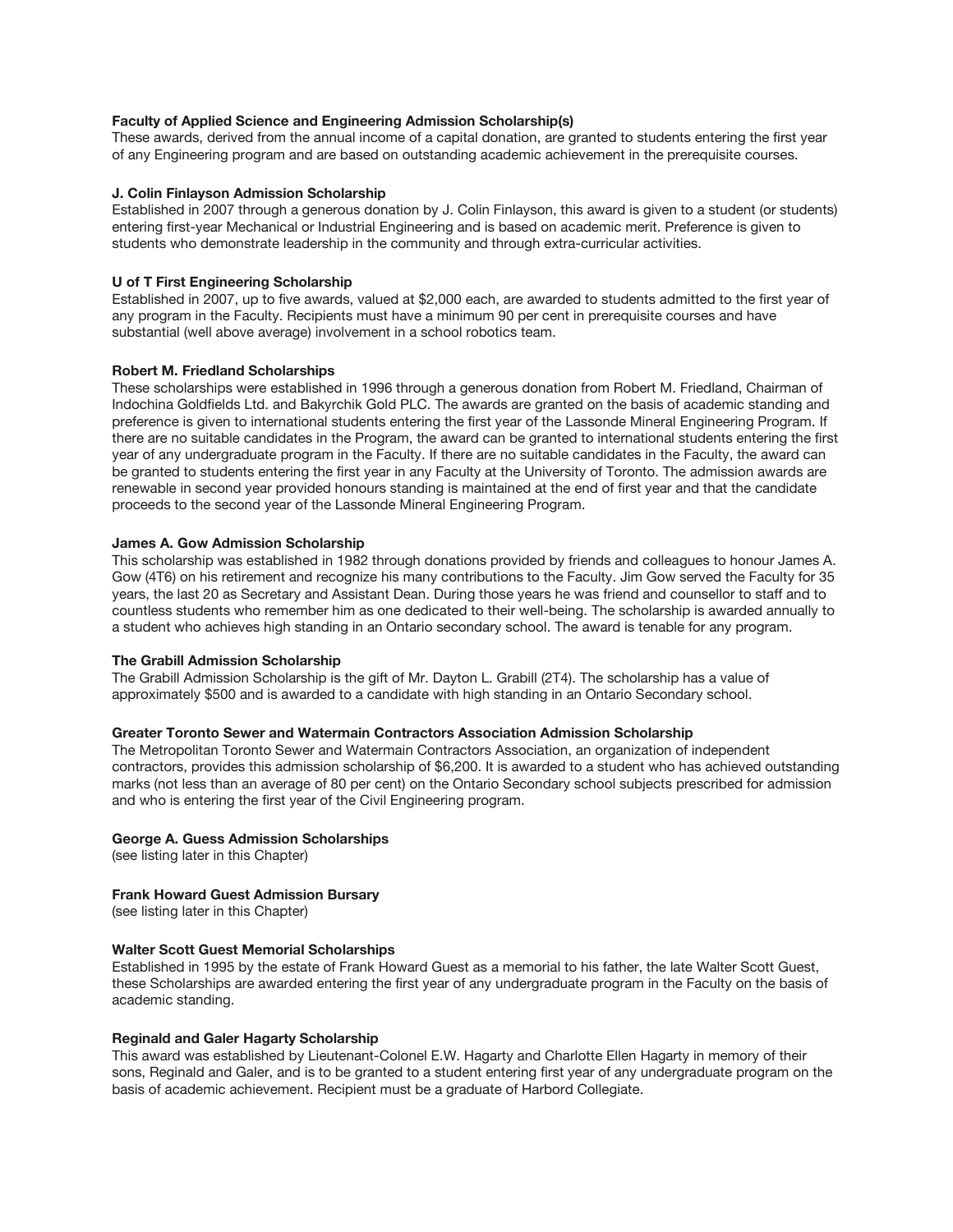**Faculty of Applied Science and Engineering Admission Scholarship(s)**
These awards, derived from the annual income of a capital donation, are granted to students entering the first year of any Engineering program and are based on outstanding academic achievement in the prerequisite courses.

**J. Colin Finlayson Admission Scholarship**
Established in 2007 through a generous donation by J. Colin Finlayson, this award is given to a student (or students) entering first-year Mechanical or Industrial Engineering and is based on academic merit. Preference is given to students who demonstrate leadership in the community and through extra-curricular activities.

**U of T First Engineering Scholarship**
Established in 2007, up to five awards, valued at $2,000 each, are awarded to students admitted to the first year of any program in the Faculty. Recipients must have a minimum 90 per cent in prerequisite courses and have substantial (well above average) involvement in a school robotics team.

**Robert M. Friedland Scholarships**
These scholarships were established in 1996 through a generous donation from Robert M. Friedland, Chairman of Indochina Goldfields Ltd. and Bakyrchik Gold PLC. The awards are granted on the basis of academic standing and preference is given to international students entering the first year of the Lassonde Mineral Engineering Program. If there are no suitable candidates in the Program, the award can be granted to international students entering the first year of any undergraduate program in the Faculty. If there are no suitable candidates in the Faculty, the award can be granted to students entering the first year in any Faculty at the University of Toronto. The admission awards are renewable in second year provided honours standing is maintained at the end of first year and that the candidate proceeds to the second year of the Lassonde Mineral Engineering Program.

**James A. Gow Admission Scholarship**
This scholarship was established in 1982 through donations provided by friends and colleagues to honour James A. Gow (4T6) on his retirement and recognize his many contributions to the Faculty. Jim Gow served the Faculty for 35 years, the last 20 as Secretary and Assistant Dean. During those years he was friend and counsellor to staff and to countless students who remember him as one dedicated to their well-being. The scholarship is awarded annually to a student who achieves high standing in an Ontario secondary school. The award is tenable for any program.

**The Grabill Admission Scholarship**
The Grabill Admission Scholarship is the gift of Mr. Dayton L. Grabill (2T4). The scholarship has a value of approximately $500 and is awarded to a candidate with high standing in an Ontario Secondary school.

**Greater Toronto Sewer and Watermain Contractors Association Admission Scholarship**
The Metropolitan Toronto Sewer and Watermain Contractors Association, an organization of independent contractors, provides this admission scholarship of $6,200. It is awarded to a student who has achieved outstanding marks (not less than an average of 80 per cent) on the Ontario Secondary school subjects prescribed for admission and who is entering the first year of the Civil Engineering program.

**George A. Guess Admission Scholarships**
(see listing later in this Chapter)

**Frank Howard Guest Admission Bursary**
(see listing later in this Chapter)

**Walter Scott Guest Memorial Scholarships**
Established in 1995 by the estate of Frank Howard Guest as a memorial to his father, the late Walter Scott Guest, these Scholarships are awarded entering the first year of any undergraduate program in the Faculty on the basis of academic standing.

**Reginald and Galer Hagarty Scholarship**
This award was established by Lieutenant-Colonel E.W. Hagarty and Charlotte Ellen Hagarty in memory of their sons, Reginald and Galer, and is to be granted to a student entering first year of any undergraduate program on the basis of academic achievement. Recipient must be a graduate of Harbord Collegiate.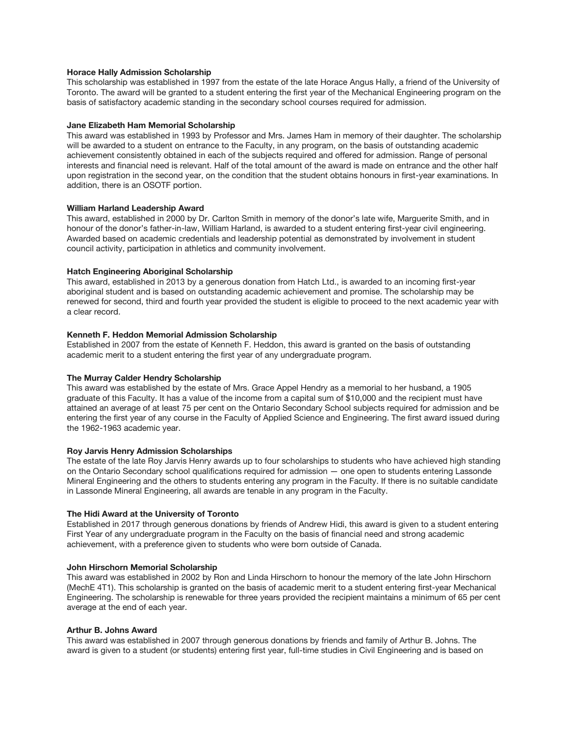**Horace Hally Admission Scholarship**
This scholarship was established in 1997 from the estate of the late Horace Angus Hally, a friend of the University of Toronto. The award will be granted to a student entering the first year of the Mechanical Engineering program on the basis of satisfactory academic standing in the secondary school courses required for admission.

**Jane Elizabeth Ham Memorial Scholarship**
This award was established in 1993 by Professor and Mrs. James Ham in memory of their daughter. The scholarship will be awarded to a student on entrance to the Faculty, in any program, on the basis of outstanding academic achievement consistently obtained in each of the subjects required and offered for admission. Range of personal interests and financial need is relevant. Half of the total amount of the award is made on entrance and the other half upon registration in the second year, on the condition that the student obtains honours in first-year examinations. In addition, there is an OSOTF portion.

**William Harland Leadership Award**
This award, established in 2000 by Dr. Carlton Smith in memory of the donor's late wife, Marguerite Smith, and in honour of the donor's father-in-law, William Harland, is awarded to a student entering first-year civil engineering. Awarded based on academic credentials and leadership potential as demonstrated by involvement in student council activity, participation in athletics and community involvement.

**Hatch Engineering Aboriginal Scholarship**
This award, established in 2013 by a generous donation from Hatch Ltd., is awarded to an incoming first-year aboriginal student and is based on outstanding academic achievement and promise. The scholarship may be renewed for second, third and fourth year provided the student is eligible to proceed to the next academic year with a clear record.

**Kenneth F. Heddon Memorial Admission Scholarship**
Established in 2007 from the estate of Kenneth F. Heddon, this award is granted on the basis of outstanding academic merit to a student entering the first year of any undergraduate program.

**The Murray Calder Hendry Scholarship**
This award was established by the estate of Mrs. Grace Appel Hendry as a memorial to her husband, a 1905 graduate of this Faculty. It has a value of the income from a capital sum of $10,000 and the recipient must have attained an average of at least 75 per cent on the Ontario Secondary School subjects required for admission and be entering the first year of any course in the Faculty of Applied Science and Engineering. The first award issued during the 1962-1963 academic year.

**Roy Jarvis Henry Admission Scholarships**
The estate of the late Roy Jarvis Henry awards up to four scholarships to students who have achieved high standing on the Ontario Secondary school qualifications required for admission — one open to students entering Lassonde Mineral Engineering and the others to students entering any program in the Faculty. If there is no suitable candidate in Lassonde Mineral Engineering, all awards are tenable in any program in the Faculty.

**The Hidi Award at the University of Toronto**
Established in 2017 through generous donations by friends of Andrew Hidi, this award is given to a student entering First Year of any undergraduate program in the Faculty on the basis of financial need and strong academic achievement, with a preference given to students who were born outside of Canada.

**John Hirschorn Memorial Scholarship**
This award was established in 2002 by Ron and Linda Hirschorn to honour the memory of the late John Hirschorn (MechE 4T1). This scholarship is granted on the basis of academic merit to a student entering first-year Mechanical Engineering. The scholarship is renewable for three years provided the recipient maintains a minimum of 65 per cent average at the end of each year.

**Arthur B. Johns Award**
This award was established in 2007 through generous donations by friends and family of Arthur B. Johns. The award is given to a student (or students) entering first year, full-time studies in Civil Engineering and is based on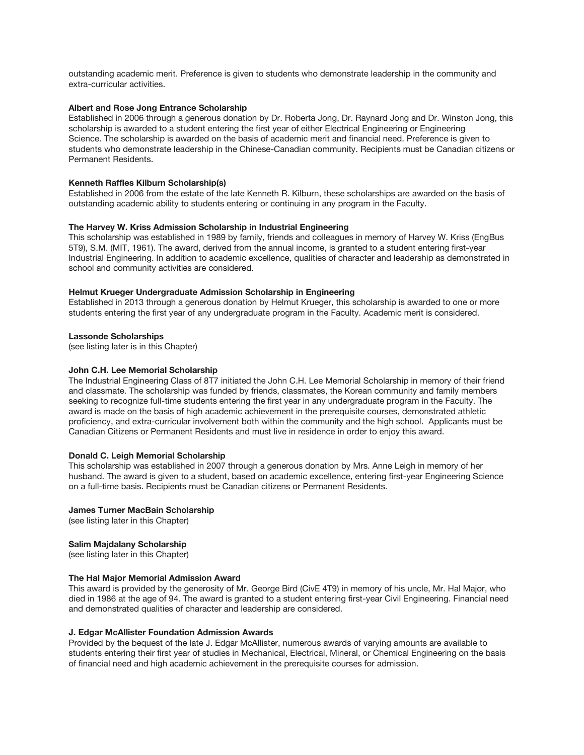outstanding academic merit. Preference is given to students who demonstrate leadership in the community and extra-curricular activities.

**Albert and Rose Jong Entrance Scholarship**
Established in 2006 through a generous donation by Dr. Roberta Jong, Dr. Raynard Jong and Dr. Winston Jong, this scholarship is awarded to a student entering the first year of either Electrical Engineering or Engineering Science. The scholarship is awarded on the basis of academic merit and financial need. Preference is given to students who demonstrate leadership in the Chinese-Canadian community. Recipients must be Canadian citizens or Permanent Residents.

**Kenneth Raffles Kilburn Scholarship(s)**
Established in 2006 from the estate of the late Kenneth R. Kilburn, these scholarships are awarded on the basis of outstanding academic ability to students entering or continuing in any program in the Faculty.

**The Harvey W. Kriss Admission Scholarship in Industrial Engineering**
This scholarship was established in 1989 by family, friends and colleagues in memory of Harvey W. Kriss (EngBus 5T9), S.M. (MIT, 1961). The award, derived from the annual income, is granted to a student entering first-year Industrial Engineering. In addition to academic excellence, qualities of character and leadership as demonstrated in school and community activities are considered.

**Helmut Krueger Undergraduate Admission Scholarship in Engineering**
Established in 2013 through a generous donation by Helmut Krueger, this scholarship is awarded to one or more students entering the first year of any undergraduate program in the Faculty. Academic merit is considered.

**Lassonde Scholarships**
(see listing later is in this Chapter)

**John C.H. Lee Memorial Scholarship**
The Industrial Engineering Class of 8T7 initiated the John C.H. Lee Memorial Scholarship in memory of their friend and classmate. The scholarship was funded by friends, classmates, the Korean community and family members seeking to recognize full-time students entering the first year in any undergraduate program in the Faculty. The award is made on the basis of high academic achievement in the prerequisite courses, demonstrated athletic proficiency, and extra-curricular involvement both within the community and the high school. Applicants must be Canadian Citizens or Permanent Residents and must live in residence in order to enjoy this award.

**Donald C. Leigh Memorial Scholarship**
This scholarship was established in 2007 through a generous donation by Mrs. Anne Leigh in memory of her husband. The award is given to a student, based on academic excellence, entering first-year Engineering Science on a full-time basis. Recipients must be Canadian citizens or Permanent Residents.

**James Turner MacBain Scholarship**
(see listing later in this Chapter)

**Salim Majdalany Scholarship**
(see listing later in this Chapter)

**The Hal Major Memorial Admission Award**
This award is provided by the generosity of Mr. George Bird (CivE 4T9) in memory of his uncle, Mr. Hal Major, who died in 1986 at the age of 94. The award is granted to a student entering first-year Civil Engineering. Financial need and demonstrated qualities of character and leadership are considered.

**J. Edgar McAllister Foundation Admission Awards**
Provided by the bequest of the late J. Edgar McAllister, numerous awards of varying amounts are available to students entering their first year of studies in Mechanical, Electrical, Mineral, or Chemical Engineering on the basis of financial need and high academic achievement in the prerequisite courses for admission.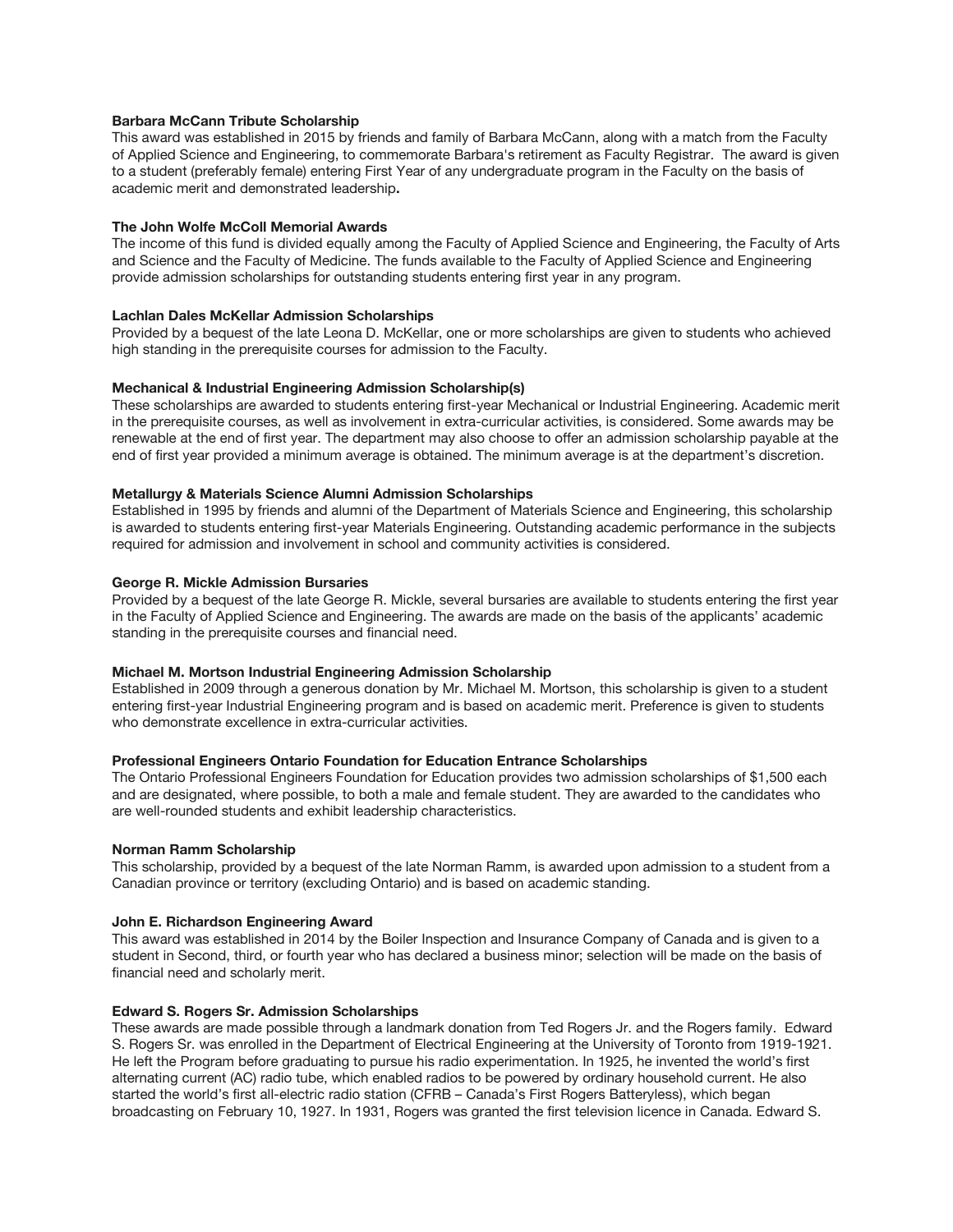**Barbara McCann Tribute Scholarship**
This award was established in 2015 by friends and family of Barbara McCann, along with a match from the Faculty of Applied Science and Engineering, to commemorate Barbara's retirement as Faculty Registrar. The award is given to a student (preferably female) entering First Year of any undergraduate program in the Faculty on the basis of academic merit and demonstrated leadership**.**

**The John Wolfe McColl Memorial Awards**
The income of this fund is divided equally among the Faculty of Applied Science and Engineering, the Faculty of Arts and Science and the Faculty of Medicine. The funds available to the Faculty of Applied Science and Engineering provide admission scholarships for outstanding students entering first year in any program.

**Lachlan Dales McKellar Admission Scholarships**
Provided by a bequest of the late Leona D. McKellar, one or more scholarships are given to students who achieved high standing in the prerequisite courses for admission to the Faculty.

**Mechanical & Industrial Engineering Admission Scholarship(s)**
These scholarships are awarded to students entering first-year Mechanical or Industrial Engineering. Academic merit in the prerequisite courses, as well as involvement in extra-curricular activities, is considered. Some awards may be renewable at the end of first year. The department may also choose to offer an admission scholarship payable at the end of first year provided a minimum average is obtained. The minimum average is at the department's discretion.

**Metallurgy & Materials Science Alumni Admission Scholarships**
Established in 1995 by friends and alumni of the Department of Materials Science and Engineering, this scholarship is awarded to students entering first-year Materials Engineering. Outstanding academic performance in the subjects required for admission and involvement in school and community activities is considered.

**George R. Mickle Admission Bursaries**
Provided by a bequest of the late George R. Mickle, several bursaries are available to students entering the first year in the Faculty of Applied Science and Engineering. The awards are made on the basis of the applicants' academic standing in the prerequisite courses and financial need.

**Michael M. Mortson Industrial Engineering Admission Scholarship**
Established in 2009 through a generous donation by Mr. Michael M. Mortson, this scholarship is given to a student entering first-year Industrial Engineering program and is based on academic merit. Preference is given to students who demonstrate excellence in extra-curricular activities.

**Professional Engineers Ontario Foundation for Education Entrance Scholarships**
The Ontario Professional Engineers Foundation for Education provides two admission scholarships of $1,500 each and are designated, where possible, to both a male and female student. They are awarded to the candidates who are well-rounded students and exhibit leadership characteristics.

**Norman Ramm Scholarship**
This scholarship, provided by a bequest of the late Norman Ramm, is awarded upon admission to a student from a Canadian province or territory (excluding Ontario) and is based on academic standing.

**John E. Richardson Engineering Award**
This award was established in 2014 by the Boiler Inspection and Insurance Company of Canada and is given to a student in Second, third, or fourth year who has declared a business minor; selection will be made on the basis of financial need and scholarly merit.

**Edward S. Rogers Sr. Admission Scholarships**
These awards are made possible through a landmark donation from Ted Rogers Jr. and the Rogers family. Edward S. Rogers Sr. was enrolled in the Department of Electrical Engineering at the University of Toronto from 1919-1921. He left the Program before graduating to pursue his radio experimentation. In 1925, he invented the world's first alternating current (AC) radio tube, which enabled radios to be powered by ordinary household current. He also started the world's first all-electric radio station (CFRB – Canada's First Rogers Batteryless), which began broadcasting on February 10, 1927. In 1931, Rogers was granted the first television licence in Canada. Edward S.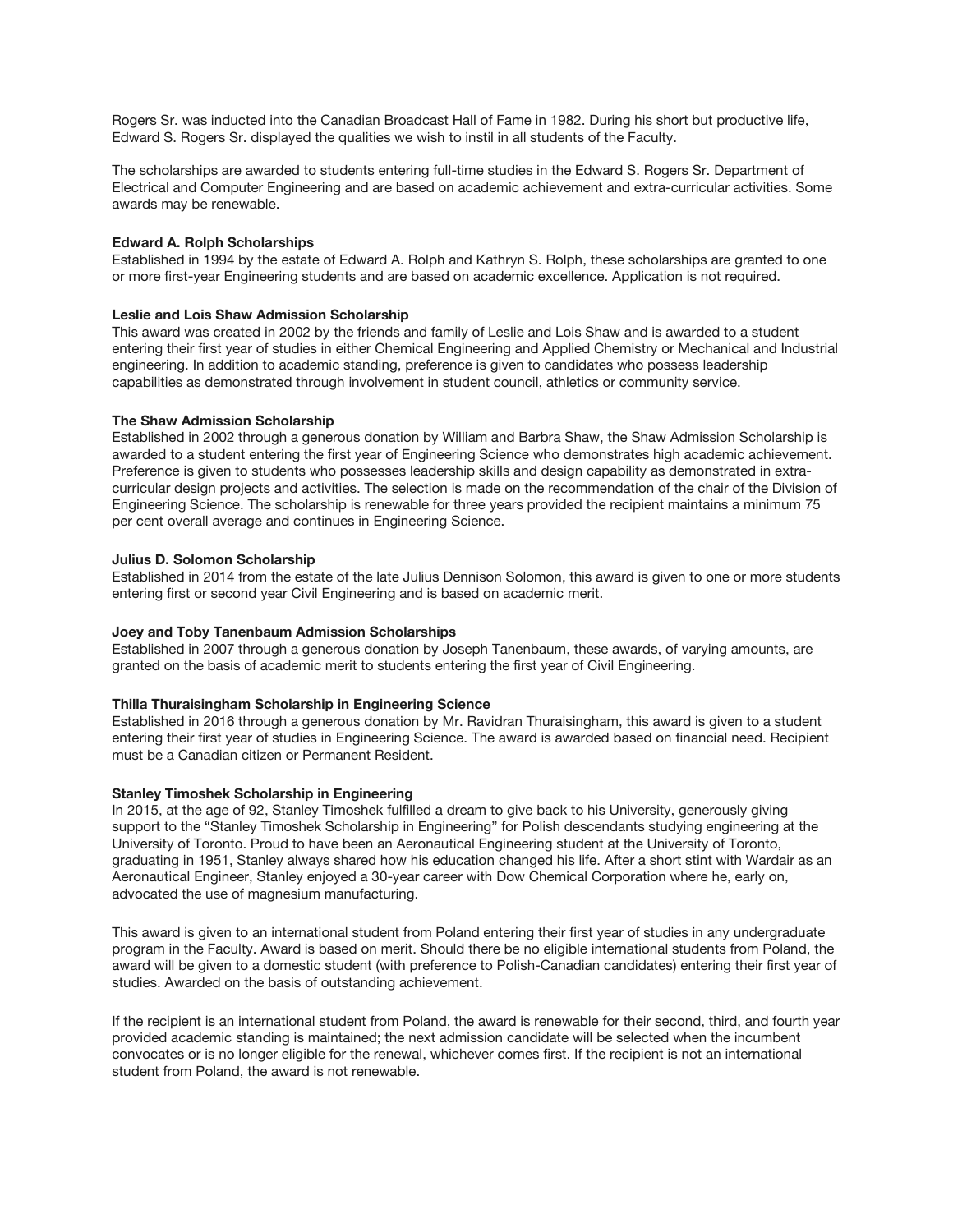Rogers Sr. was inducted into the Canadian Broadcast Hall of Fame in 1982. During his short but productive life, Edward S. Rogers Sr. displayed the qualities we wish to instil in all students of the Faculty.

The scholarships are awarded to students entering full-time studies in the Edward S. Rogers Sr. Department of Electrical and Computer Engineering and are based on academic achievement and extra-curricular activities. Some awards may be renewable.

**Edward A. Rolph Scholarships**
Established in 1994 by the estate of Edward A. Rolph and Kathryn S. Rolph, these scholarships are granted to one or more first-year Engineering students and are based on academic excellence. Application is not required.

**Leslie and Lois Shaw Admission Scholarship**
This award was created in 2002 by the friends and family of Leslie and Lois Shaw and is awarded to a student entering their first year of studies in either Chemical Engineering and Applied Chemistry or Mechanical and Industrial engineering. In addition to academic standing, preference is given to candidates who possess leadership capabilities as demonstrated through involvement in student council, athletics or community service.

**The Shaw Admission Scholarship**
Established in 2002 through a generous donation by William and Barbra Shaw, the Shaw Admission Scholarship is awarded to a student entering the first year of Engineering Science who demonstrates high academic achievement. Preference is given to students who possesses leadership skills and design capability as demonstrated in extra-curricular design projects and activities. The selection is made on the recommendation of the chair of the Division of Engineering Science. The scholarship is renewable for three years provided the recipient maintains a minimum 75 per cent overall average and continues in Engineering Science.

**Julius D. Solomon Scholarship**
Established in 2014 from the estate of the late Julius Dennison Solomon, this award is given to one or more students entering first or second year Civil Engineering and is based on academic merit.

**Joey and Toby Tanenbaum Admission Scholarships**
Established in 2007 through a generous donation by Joseph Tanenbaum, these awards, of varying amounts, are granted on the basis of academic merit to students entering the first year of Civil Engineering.

**Thilla Thuraisingham Scholarship in Engineering Science**
Established in 2016 through a generous donation by Mr. Ravidran Thuraisingham, this award is given to a student entering their first year of studies in Engineering Science. The award is awarded based on financial need. Recipient must be a Canadian citizen or Permanent Resident.

**Stanley Timoshek Scholarship in Engineering**
In 2015, at the age of 92, Stanley Timoshek fulfilled a dream to give back to his University, generously giving support to the "Stanley Timoshek Scholarship in Engineering" for Polish descendants studying engineering at the University of Toronto. Proud to have been an Aeronautical Engineering student at the University of Toronto, graduating in 1951, Stanley always shared how his education changed his life. After a short stint with Wardair as an Aeronautical Engineer, Stanley enjoyed a 30-year career with Dow Chemical Corporation where he, early on, advocated the use of magnesium manufacturing.

This award is given to an international student from Poland entering their first year of studies in any undergraduate program in the Faculty. Award is based on merit. Should there be no eligible international students from Poland, the award will be given to a domestic student (with preference to Polish-Canadian candidates) entering their first year of studies. Awarded on the basis of outstanding achievement.

If the recipient is an international student from Poland, the award is renewable for their second, third, and fourth year provided academic standing is maintained; the next admission candidate will be selected when the incumbent convocates or is no longer eligible for the renewal, whichever comes first. If the recipient is not an international student from Poland, the award is not renewable.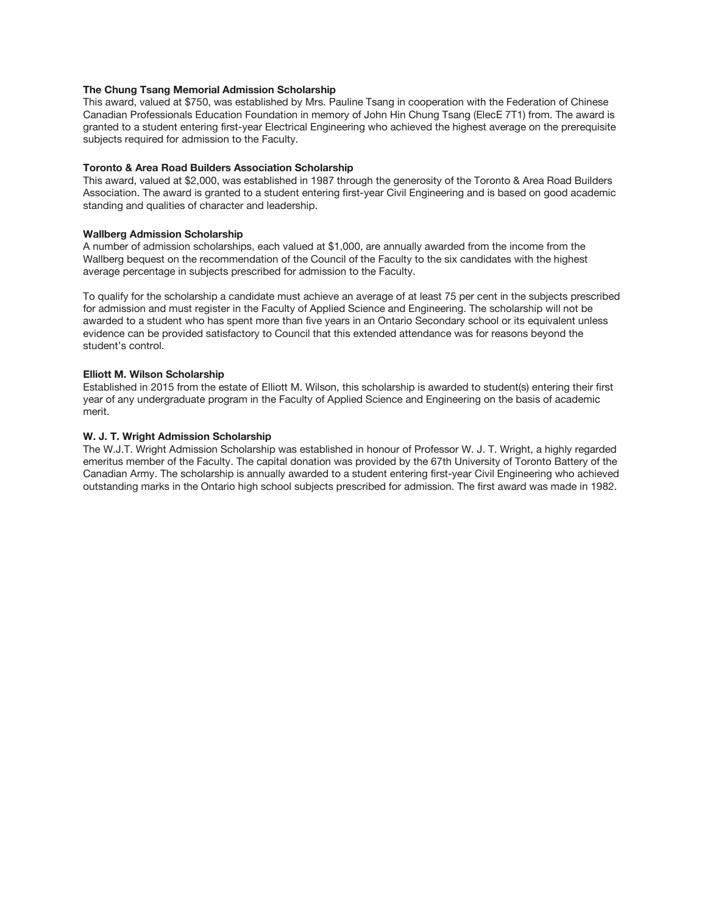**The Chung Tsang Memorial Admission Scholarship**
This award, valued at $750, was established by Mrs. Pauline Tsang in cooperation with the Federation of Chinese Canadian Professionals Education Foundation in memory of John Hin Chung Tsang (ElecE 7T1) from. The award is granted to a student entering first-year Electrical Engineering who achieved the highest average on the prerequisite subjects required for admission to the Faculty.

**Toronto & Area Road Builders Association Scholarship**
This award, valued at $2,000, was established in 1987 through the generosity of the Toronto & Area Road Builders Association. The award is granted to a student entering first-year Civil Engineering and is based on good academic standing and qualities of character and leadership.

**Wallberg Admission Scholarship**
A number of admission scholarships, each valued at $1,000, are annually awarded from the income from the Wallberg bequest on the recommendation of the Council of the Faculty to the six candidates with the highest average percentage in subjects prescribed for admission to the Faculty.

To qualify for the scholarship a candidate must achieve an average of at least 75 per cent in the subjects prescribed for admission and must register in the Faculty of Applied Science and Engineering. The scholarship will not be awarded to a student who has spent more than five years in an Ontario Secondary school or its equivalent unless evidence can be provided satisfactory to Council that this extended attendance was for reasons beyond the student's control.

**Elliott M. Wilson Scholarship**
Established in 2015 from the estate of Elliott M. Wilson, this scholarship is awarded to student(s) entering their first year of any undergraduate program in the Faculty of Applied Science and Engineering on the basis of academic merit.

**W. J. T. Wright Admission Scholarship**
The W.J.T. Wright Admission Scholarship was established in honour of Professor W. J. T. Wright, a highly regarded emeritus member of the Faculty. The capital donation was provided by the 67th University of Toronto Battery of the Canadian Army. The scholarship is annually awarded to a student entering first-year Civil Engineering who achieved outstanding marks in the Ontario high school subjects prescribed for admission. The first award was made in 1982.